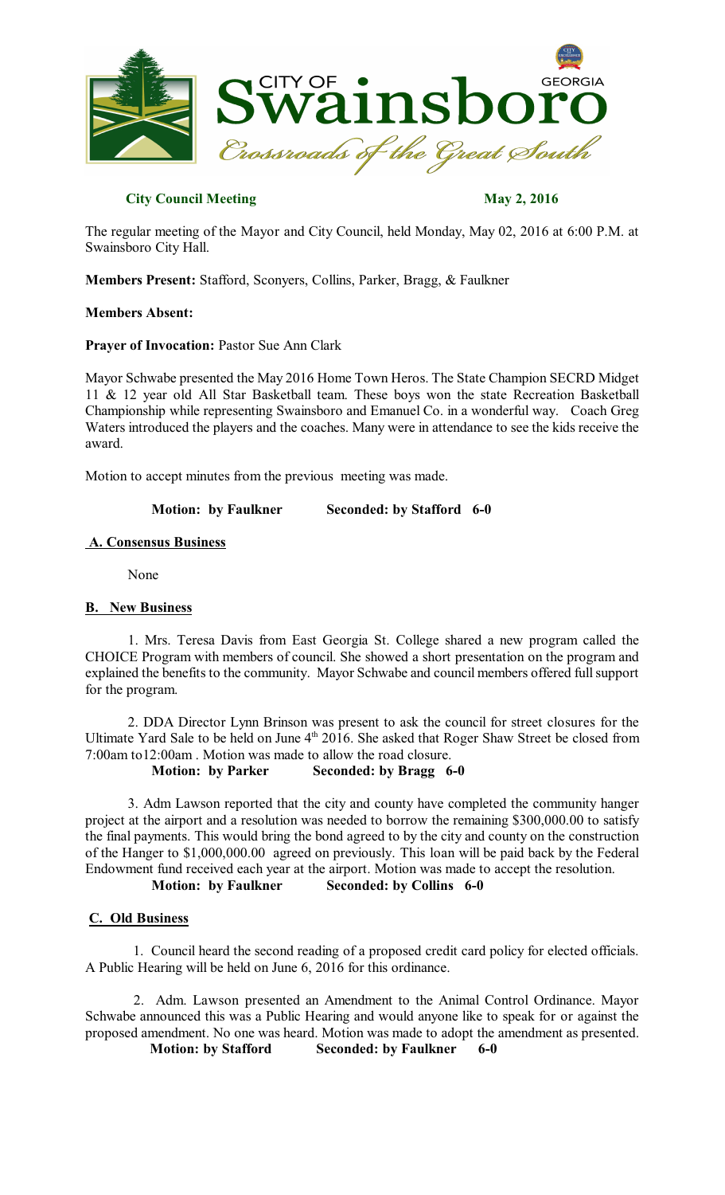**City Council Meeting** **May 2, 2016**

The regular meeting of the Mayor and City Council, held Monday, May 02, 2016 at 6:00 P.M. at Swainsboro City Hall.

**Members Present:** Stafford, Sconyers, Collins, Parker, Bragg, & Faulkner

**Members Absent:**

**Prayer of Invocation:** Pastor Sue Ann Clark

Mayor Schwabe presented the May 2016 Home Town Heros. The State Champion SECRD Midget 11 & 12 year old All Star Basketball team. These boys won the state Recreation Basketball Championship while representing Swainsboro and Emanuel Co. in a wonderful way. Coach Greg Waters introduced the players and the coaches. Many were in attendance to see the kids receive the award.

Motion to accept minutes from the previous meeting was made.

**Motion: by Faulkner Seconded: by Stafford 6-0**

## A. Consensus Business

None

## B. New Business

1. Mrs. Teresa Davis from East Georgia St. College shared a new program called the CHOICE Program with members of council. She showed a short presentation on the program and explained the benefits to the community. Mayor Schwabe and council members offered full support for the program.

2. DDA Director Lynn Brinson was present to ask the council for street closures for the Ultimate Yard Sale to be held on June 4th 2016. She asked that Roger Shaw Street be closed from 7:00am to12:00am . Motion was made to allow the road closure.

**Motion: by Parker Seconded: by Bragg 6-0**

3. Adm Lawson reported that the city and county have completed the community hanger project at the airport and a resolution was needed to borrow the remaining $300,000.00 to satisfy the final payments. This would bring the bond agreed to by the city and county on the construction of the Hanger to $1,000,000.00 agreed on previously. This loan will be paid back by the Federal Endowment fund received each year at the airport. Motion was made to accept the resolution.

**Motion: by Faulkner Seconded: by Collins 6-0**

## C. Old Business

1. Council heard the second reading of a proposed credit card policy for elected officials. A Public Hearing will be held on June 6, 2016 for this ordinance.

2. Adm. Lawson presented an Amendment to the Animal Control Ordinance. Mayor Schwabe announced this was a Public Hearing and would anyone like to speak for or against the proposed amendment. No one was heard. Motion was made to adopt the amendment as presented.

**Motion: by Stafford Seconded: by Faulkner 6-0**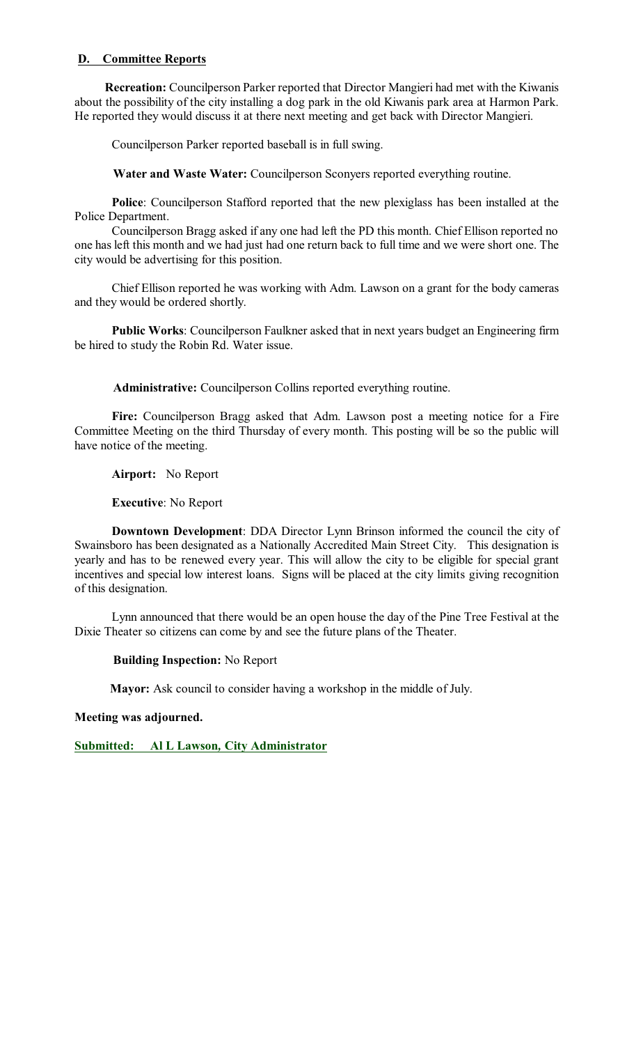## D. Committee Reports

**Recreation:** Councilperson Parker reported that Director Mangieri had met with the Kiwanis about the possibility of the city installing a dog park in the old Kiwanis park area at Harmon Park. He reported they would discuss it at there next meeting and get back with Director Mangieri.

Councilperson Parker reported baseball is in full swing.

**Water and Waste Water:** Councilperson Sconyers reported everything routine.

**Police**: Councilperson Stafford reported that the new plexiglass has been installed at the Police Department.

Councilperson Bragg asked if any one had left the PD this month. Chief Ellison reported no one has left this month and we had just had one return back to full time and we were short one. The city would be advertising for this position.

Chief Ellison reported he was working with Adm. Lawson on a grant for the body cameras and they would be ordered shortly.

**Public Works**: Councilperson Faulkner asked that in next years budget an Engineering firm be hired to study the Robin Rd. Water issue.

**Administrative:** Councilperson Collins reported everything routine.

**Fire:** Councilperson Bragg asked that Adm. Lawson post a meeting notice for a Fire Committee Meeting on the third Thursday of every month. This posting will be so the public will have notice of the meeting.

**Airport:** No Report

**Executive**: No Report

**Downtown Development**: DDA Director Lynn Brinson informed the council the city of Swainsboro has been designated as a Nationally Accredited Main Street City. This designation is yearly and has to be renewed every year. This will allow the city to be eligible for special grant incentives and special low interest loans. Signs will be placed at the city limits giving recognition of this designation.

Lynn announced that there would be an open house the day of the Pine Tree Festival at the Dixie Theater so citizens can come by and see the future plans of the Theater.

**Building Inspection:** No Report

**Mayor:** Ask council to consider having a workshop in the middle of July.

**Meeting was adjourned.**

**Submitted: Al L Lawson, City Administrator**